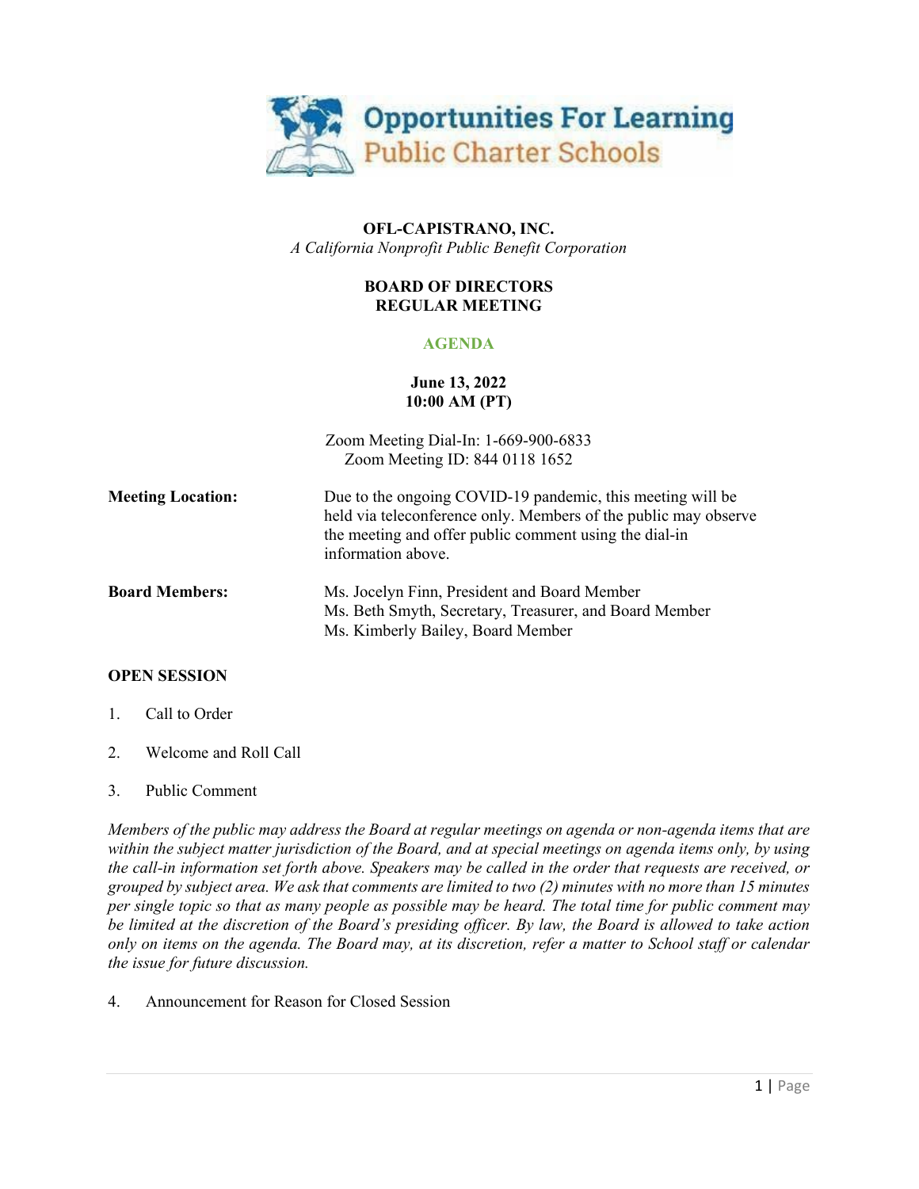Opportunities For Learning
Public Charter Schools

# OFL-CAPISTRANO, INC.

*A California Nonprofit Public Benefit Corporation*

## BOARD OF DIRECTORS
## REGULAR MEETING

**AGENDA**

**June 13, 2022**
**10:00 AM (PT)**

Zoom Meeting Dial-In: 1-669-900-6833
Zoom Meeting ID: 844 0118 1652

**Meeting Location:** Due to the ongoing COVID-19 pandemic, this meeting will be held via teleconference only. Members of the public may observe the meeting and offer public comment using the dial-in information above.

**Board Members:**
Ms. Jocelyn Finn, President and Board Member
Ms. Beth Smyth, Secretary, Treasurer, and Board Member
Ms. Kimberly Bailey, Board Member

**OPEN SESSION**

1. Call to Order

2. Welcome and Roll Call

3. Public Comment

*Members of the public may address the Board at regular meetings on agenda or non-agenda items that are within the subject matter jurisdiction of the Board, and at special meetings on agenda items only, by using the call-in information set forth above. Speakers may be called in the order that requests are received, or grouped by subject area. We ask that comments are limited to two (2) minutes with no more than 15 minutes per single topic so that as many people as possible may be heard. The total time for public comment may be limited at the discretion of the Board's presiding officer. By law, the Board is allowed to take action only on items on the agenda. The Board may, at its discretion, refer a matter to School staff or calendar the issue for future discussion.*

4. Announcement for Reason for Closed Session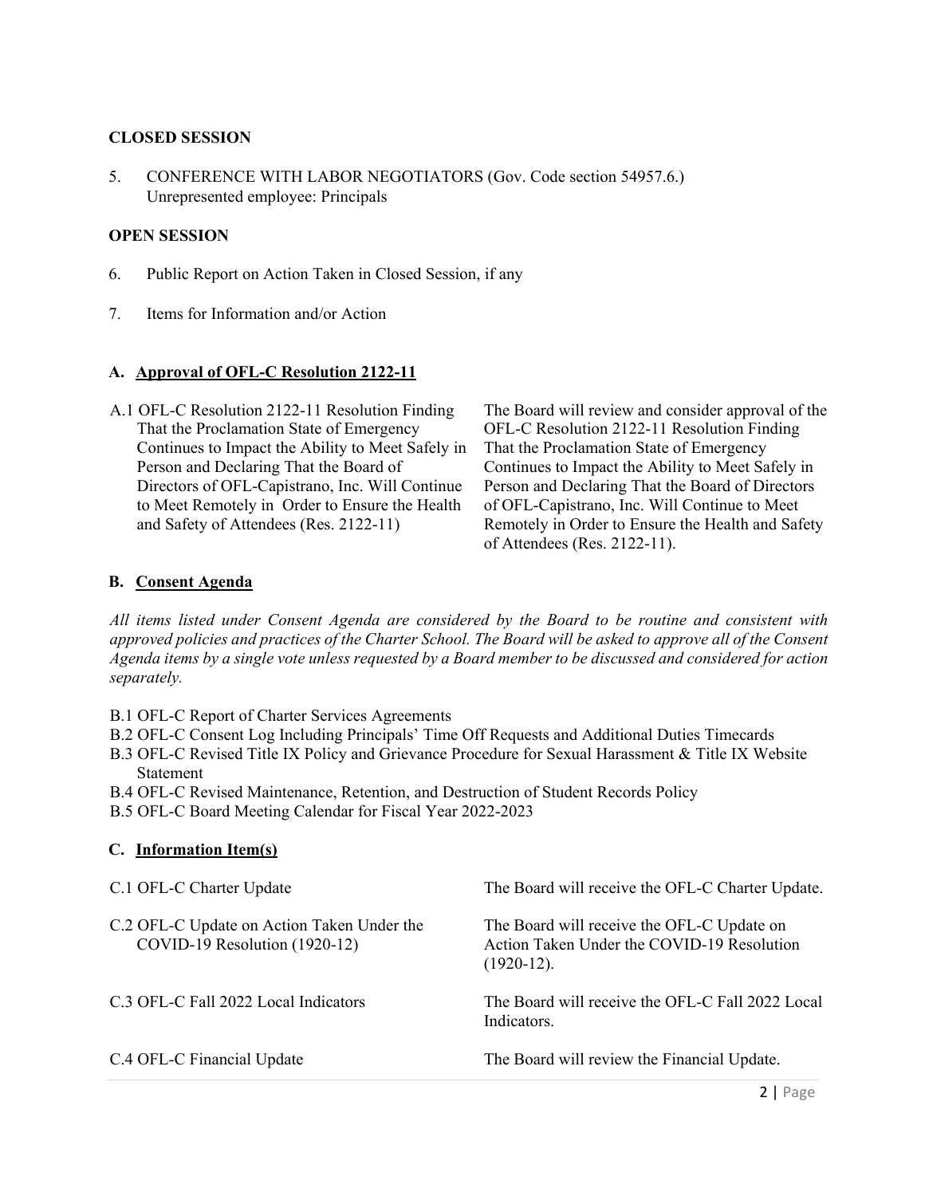**CLOSED SESSION**

5. CONFERENCE WITH LABOR NEGOTIATORS (Gov. Code section 54957.6.)
   Unrepresented employee: Principals

**OPEN SESSION**

6. Public Report on Action Taken in Closed Session, if any

7. Items for Information and/or Action

**A. Approval of OFL-C Resolution 2122-11**

| | |
|---|---|
| A.1 OFL-C Resolution 2122-11 Resolution Finding That the Proclamation State of Emergency Continues to Impact the Ability to Meet Safely in Person and Declaring That the Board of Directors of OFL-Capistrano, Inc. Will Continue to Meet Remotely in Order to Ensure the Health and Safety of Attendees (Res. 2122-11) | The Board will review and consider approval of the OFL-C Resolution 2122-11 Resolution Finding That the Proclamation State of Emergency Continues to Impact the Ability to Meet Safely in Person and Declaring That the Board of Directors of OFL-Capistrano, Inc. Will Continue to Meet Remotely in Order to Ensure the Health and Safety of Attendees (Res. 2122-11). |

**B. Consent Agenda**

*All items listed under Consent Agenda are considered by the Board to be routine and consistent with approved policies and practices of the Charter School. The Board will be asked to approve all of the Consent Agenda items by a single vote unless requested by a Board member to be discussed and considered for action separately.*

- B.1 OFL-C Report of Charter Services Agreements
- B.2 OFL-C Consent Log Including Principals' Time Off Requests and Additional Duties Timecards
- B.3 OFL-C Revised Title IX Policy and Grievance Procedure for Sexual Harassment & Title IX Website Statement
- B.4 OFL-C Revised Maintenance, Retention, and Destruction of Student Records Policy
- B.5 OFL-C Board Meeting Calendar for Fiscal Year 2022-2023

**C. Information Item(s)**

| | |
|---|---|
| C.1 OFL-C Charter Update | The Board will receive the OFL-C Charter Update. |
| C.2 OFL-C Update on Action Taken Under the COVID-19 Resolution (1920-12) | The Board will receive the OFL-C Update on Action Taken Under the COVID-19 Resolution (1920-12). |
| C.3 OFL-C Fall 2022 Local Indicators | The Board will receive the OFL-C Fall 2022 Local Indicators. |
| C.4 OFL-C Financial Update | The Board will review the Financial Update. |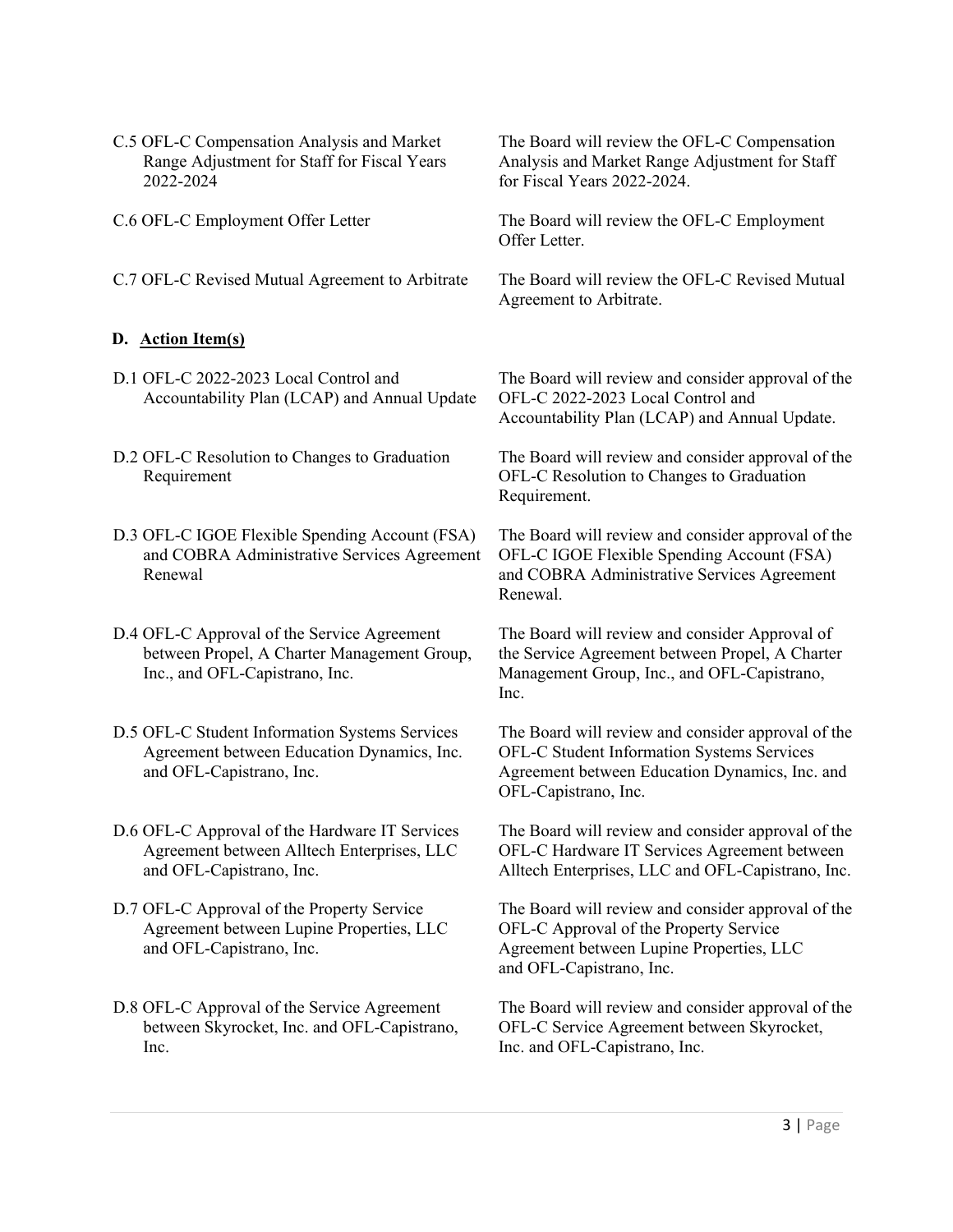| | |
|---|---|
| C.5 OFL-C Compensation Analysis and Market Range Adjustment for Staff for Fiscal Years 2022-2024 | The Board will review the OFL-C Compensation Analysis and Market Range Adjustment for Staff for Fiscal Years 2022-2024. |
| C.6 OFL-C Employment Offer Letter | The Board will review the OFL-C Employment Offer Letter. |
| C.7 OFL-C Revised Mutual Agreement to Arbitrate | The Board will review the OFL-C Revised Mutual Agreement to Arbitrate. |

**D. Action Item(s)**

| | |
|---|---|
| D.1 OFL-C 2022-2023 Local Control and Accountability Plan (LCAP) and Annual Update | The Board will review and consider approval of the OFL-C 2022-2023 Local Control and Accountability Plan (LCAP) and Annual Update. |
| D.2 OFL-C Resolution to Changes to Graduation Requirement | The Board will review and consider approval of the OFL-C Resolution to Changes to Graduation Requirement. |
| D.3 OFL-C IGOE Flexible Spending Account (FSA) and COBRA Administrative Services Agreement Renewal | The Board will review and consider approval of the OFL-C IGOE Flexible Spending Account (FSA) and COBRA Administrative Services Agreement Renewal. |
| D.4 OFL-C Approval of the Service Agreement between Propel, A Charter Management Group, Inc., and OFL-Capistrano, Inc. | The Board will review and consider Approval of the Service Agreement between Propel, A Charter Management Group, Inc., and OFL-Capistrano, Inc. |
| D.5 OFL-C Student Information Systems Services Agreement between Education Dynamics, Inc. and OFL-Capistrano, Inc. | The Board will review and consider approval of the OFL-C Student Information Systems Services Agreement between Education Dynamics, Inc. and OFL-Capistrano, Inc. |
| D.6 OFL-C Approval of the Hardware IT Services Agreement between Alltech Enterprises, LLC and OFL-Capistrano, Inc. | The Board will review and consider approval of the OFL-C Hardware IT Services Agreement between Alltech Enterprises, LLC and OFL-Capistrano, Inc. |
| D.7 OFL-C Approval of the Property Service Agreement between Lupine Properties, LLC and OFL-Capistrano, Inc. | The Board will review and consider approval of the OFL-C Approval of the Property Service Agreement between Lupine Properties, LLC and OFL-Capistrano, Inc. |
| D.8 OFL-C Approval of the Service Agreement between Skyrocket, Inc. and OFL-Capistrano, Inc. | The Board will review and consider approval of the OFL-C Service Agreement between Skyrocket, Inc. and OFL-Capistrano, Inc. |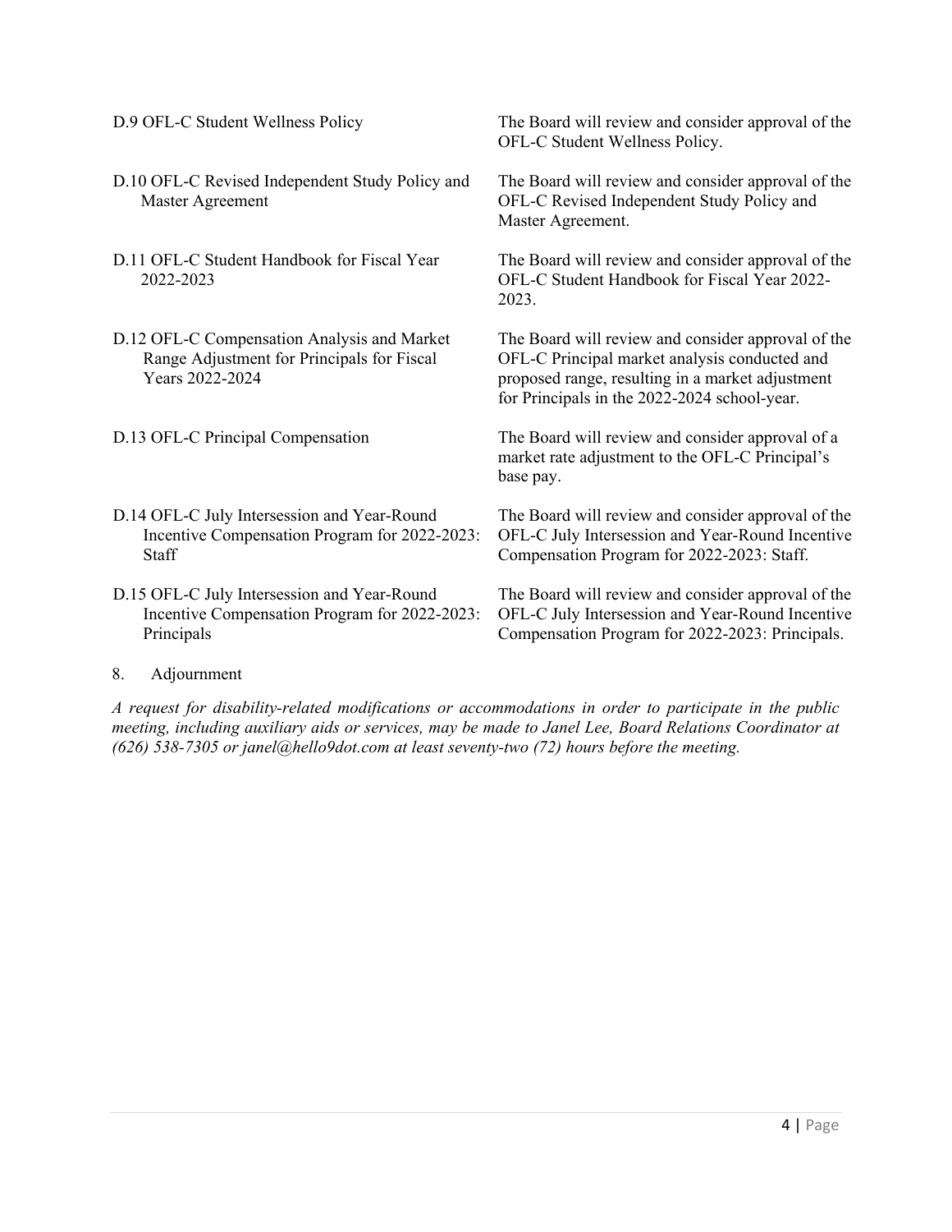| | |
|---|---|
| D.9 OFL-C Student Wellness Policy | The Board will review and consider approval of the OFL-C Student Wellness Policy. |
| D.10 OFL-C Revised Independent Study Policy and Master Agreement | The Board will review and consider approval of the OFL-C Revised Independent Study Policy and Master Agreement. |
| D.11 OFL-C Student Handbook for Fiscal Year 2022-2023 | The Board will review and consider approval of the OFL-C Student Handbook for Fiscal Year 2022-2023. |
| D.12 OFL-C Compensation Analysis and Market Range Adjustment for Principals for Fiscal Years 2022-2024 | The Board will review and consider approval of the OFL-C Principal market analysis conducted and proposed range, resulting in a market adjustment for Principals in the 2022-2024 school-year. |
| D.13 OFL-C Principal Compensation | The Board will review and consider approval of a market rate adjustment to the OFL-C Principal's base pay. |
| D.14 OFL-C July Intersession and Year-Round Incentive Compensation Program for 2022-2023: Staff | The Board will review and consider approval of the OFL-C July Intersession and Year-Round Incentive Compensation Program for 2022-2023: Staff. |
| D.15 OFL-C July Intersession and Year-Round Incentive Compensation Program for 2022-2023: Principals | The Board will review and consider approval of the OFL-C July Intersession and Year-Round Incentive Compensation Program for 2022-2023: Principals. |

8. Adjournment

*A request for disability-related modifications or accommodations in order to participate in the public meeting, including auxiliary aids or services, may be made to Janel Lee, Board Relations Coordinator at (626) 538-7305 or janel@hello9dot.com at least seventy-two (72) hours before the meeting.*